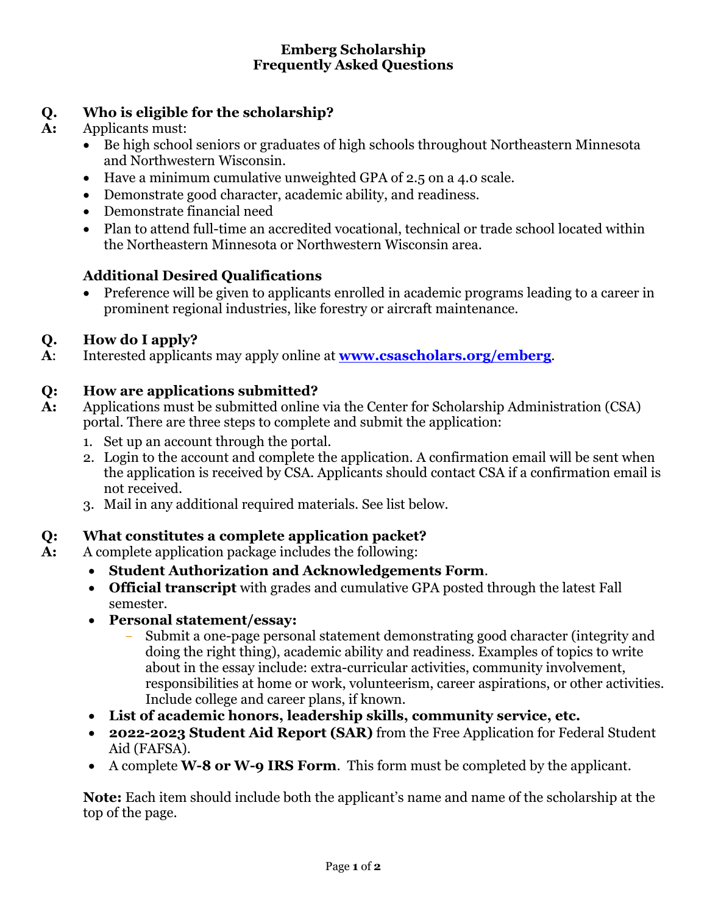# Emberg Scholarship
# Frequently Asked Questions

**Q. Who is eligible for the scholarship?**

**A:** Applicants must:

- Be high school seniors or graduates of high schools throughout Northeastern Minnesota and Northwestern Wisconsin.
- Have a minimum cumulative unweighted GPA of 2.5 on a 4.0 scale.
- Demonstrate good character, academic ability, and readiness.
- Demonstrate financial need
- Plan to attend full-time an accredited vocational, technical or trade school located within the Northeastern Minnesota or Northwestern Wisconsin area.

**Additional Desired Qualifications**

- Preference will be given to applicants enrolled in academic programs leading to a career in prominent regional industries, like forestry or aircraft maintenance.

**Q. How do I apply?**

**A**: Interested applicants may apply online at **www.csascholars.org/emberg**.

**Q: How are applications submitted?**

**A:** Applications must be submitted online via the Center for Scholarship Administration (CSA) portal. There are three steps to complete and submit the application:

1. Set up an account through the portal.
2. Login to the account and complete the application. A confirmation email will be sent when the application is received by CSA. Applicants should contact CSA if a confirmation email is not received.
3. Mail in any additional required materials. See list below.

**Q: What constitutes a complete application packet?**

**A:** A complete application package includes the following:

- **Student Authorization and Acknowledgements Form**.
- **Official transcript** with grades and cumulative GPA posted through the latest Fall semester.
- **Personal statement/essay:**
  - Submit a one-page personal statement demonstrating good character (integrity and doing the right thing), academic ability and readiness. Examples of topics to write about in the essay include: extra-curricular activities, community involvement, responsibilities at home or work, volunteerism, career aspirations, or other activities. Include college and career plans, if known.
- **List of academic honors, leadership skills, community service, etc.**
- **2022-2023 Student Aid Report (SAR)** from the Free Application for Federal Student Aid (FAFSA).
- A complete **W-8 or W-9 IRS Form**. This form must be completed by the applicant.

**Note:** Each item should include both the applicant's name and name of the scholarship at the top of the page.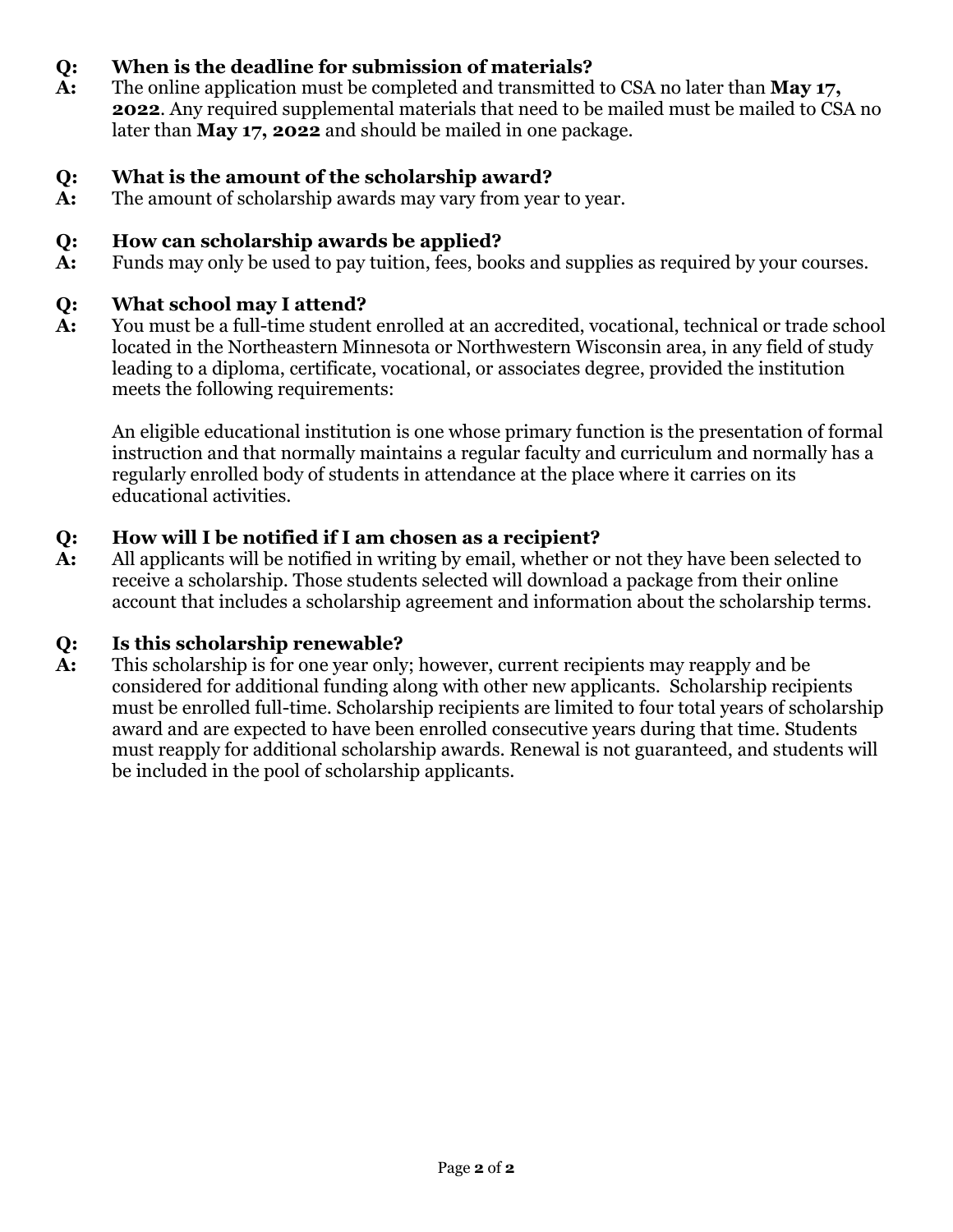**Q: When is the deadline for submission of materials?**

**A:** The online application must be completed and transmitted to CSA no later than **May 17, 2022**. Any required supplemental materials that need to be mailed must be mailed to CSA no later than **May 17, 2022** and should be mailed in one package.

**Q: What is the amount of the scholarship award?**

**A:** The amount of scholarship awards may vary from year to year.

**Q: How can scholarship awards be applied?**

**A:** Funds may only be used to pay tuition, fees, books and supplies as required by your courses.

**Q: What school may I attend?**

**A:** You must be a full-time student enrolled at an accredited, vocational, technical or trade school located in the Northeastern Minnesota or Northwestern Wisconsin area, in any field of study leading to a diploma, certificate, vocational, or associates degree, provided the institution meets the following requirements:

An eligible educational institution is one whose primary function is the presentation of formal instruction and that normally maintains a regular faculty and curriculum and normally has a regularly enrolled body of students in attendance at the place where it carries on its educational activities.

**Q: How will I be notified if I am chosen as a recipient?**

**A:** All applicants will be notified in writing by email, whether or not they have been selected to receive a scholarship. Those students selected will download a package from their online account that includes a scholarship agreement and information about the scholarship terms.

**Q: Is this scholarship renewable?**

**A:** This scholarship is for one year only; however, current recipients may reapply and be considered for additional funding along with other new applicants. Scholarship recipients must be enrolled full-time. Scholarship recipients are limited to four total years of scholarship award and are expected to have been enrolled consecutive years during that time. Students must reapply for additional scholarship awards. Renewal is not guaranteed, and students will be included in the pool of scholarship applicants.